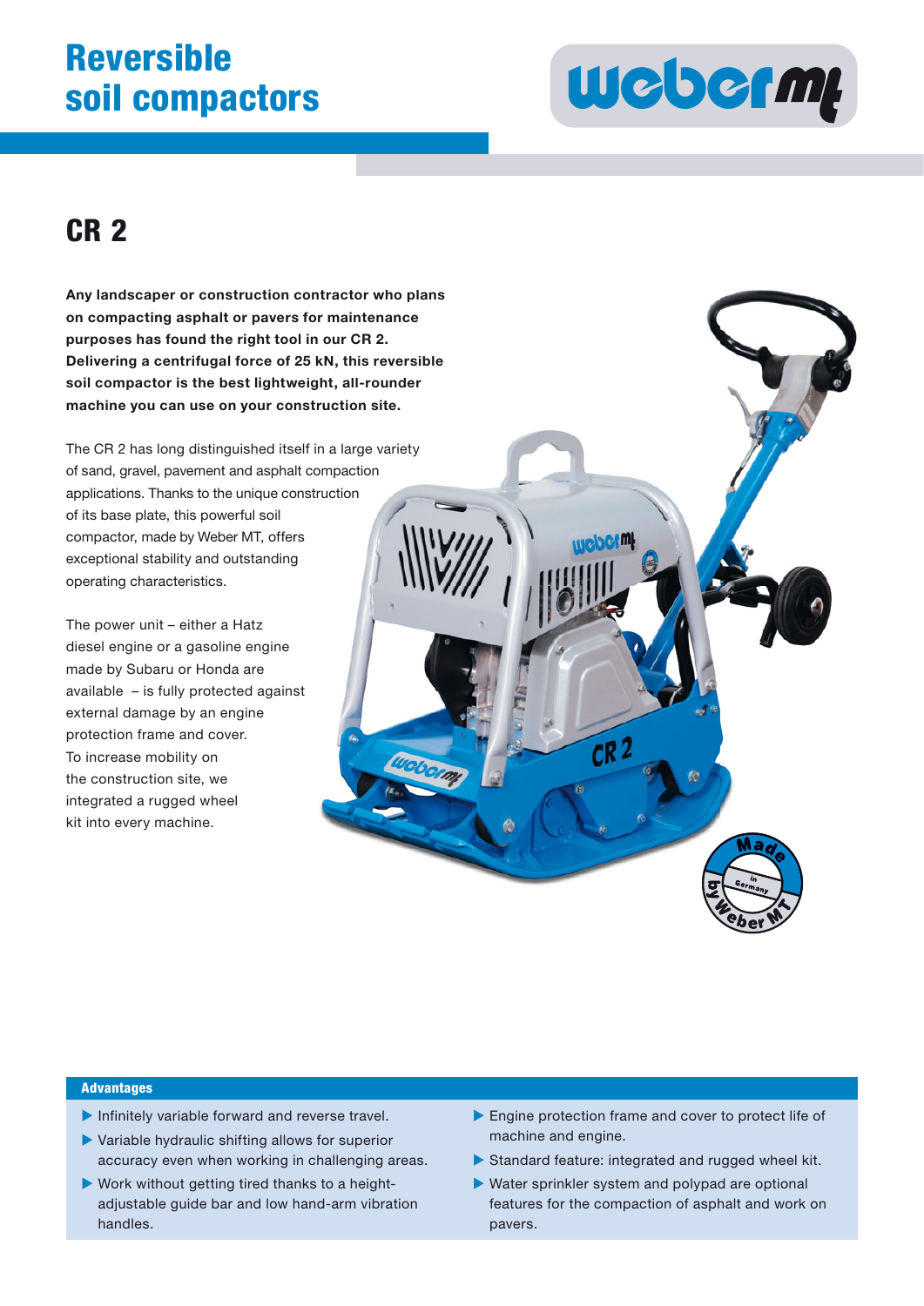# Reversible soil compactors

## CR 2

**Any landscaper or construction contractor who plans on compacting asphalt or pavers for maintenance purposes has found the right tool in our CR 2. Delivering a centrifugal force of 25 kN, this reversible soil compactor is the best lightweight, all-rounder machine you can use on your construction site.**

The CR 2 has long distinguished itself in a large variety of sand, gravel, pavement and asphalt compaction applications. Thanks to the unique construction of its base plate, this powerful soil compactor, made by Weber MT, offers exceptional stability and outstanding operating characteristics.

The power unit – either a Hatz diesel engine or a gasoline engine made by Subaru or Honda are available – is fully protected against external damage by an engine protection frame and cover. To increase mobility on the construction site, we integrated a rugged wheel kit into every machine.

### Advantages

- Infinitely variable forward and reverse travel.
- Variable hydraulic shifting allows for superior accuracy even when working in challenging areas.
- Work without getting tired thanks to a height-adjustable guide bar and low hand-arm vibration handles.
- Engine protection frame and cover to protect life of machine and engine.
- Standard feature: integrated and rugged wheel kit.
- Water sprinkler system and polypad are optional features for the compaction of asphalt and work on pavers.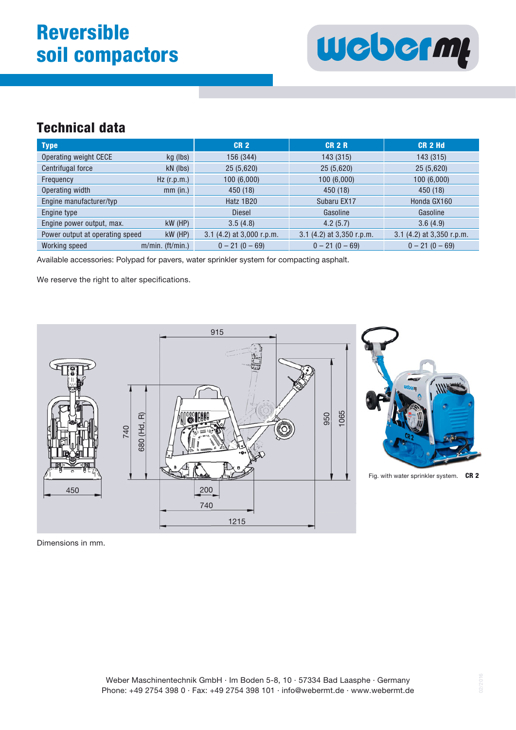# Reversible soil compactors

## Technical data

| Type | | CR 2 | CR 2 R | CR 2 Hd |
|---|---|---|---|---|
| Operating weight CECE | kg (lbs) | 156 (344) | 143 (315) | 143 (315) |
| Centrifugal force | kN (lbs) | 25 (5,620) | 25 (5,620) | 25 (5,620) |
| Frequency | Hz (r.p.m.) | 100 (6,000) | 100 (6,000) | 100 (6,000) |
| Operating width | mm (in.) | 450 (18) | 450 (18) | 450 (18) |
| Engine manufacturer/typ | | Hatz 1B20 | Subaru EX17 | Honda GX160 |
| Engine type | | Diesel | Gasoline | Gasoline |
| Engine power output, max. | kW (HP) | 3.5 (4.8) | 4.2 (5.7) | 3.6 (4.9) |
| Power output at operating speed | kW (HP) | 3.1 (4.2) at 3,000 r.p.m. | 3.1 (4.2) at 3,350 r.p.m. | 3.1 (4.2) at 3,350 r.p.m. |
| Working speed | m/min. (ft/min.) | 0 – 21 (0 – 69) | 0 – 21 (0 – 69) | 0 – 21 (0 – 69) |

Available accessories: Polypad for pavers, water sprinkler system for compacting asphalt.

We reserve the right to alter specifications.

915
740
680 (Hd, R)
950
1065
450
200
740
1215

Fig. with water sprinkler system. **CR 2**

Dimensions in mm.

Weber Maschinentechnik GmbH · Im Boden 5-8, 10 · 57334 Bad Laasphe · Germany
Phone: +49 2754 398 0 · Fax: +49 2754 398 101 · info@webermt.de · www.webermt.de